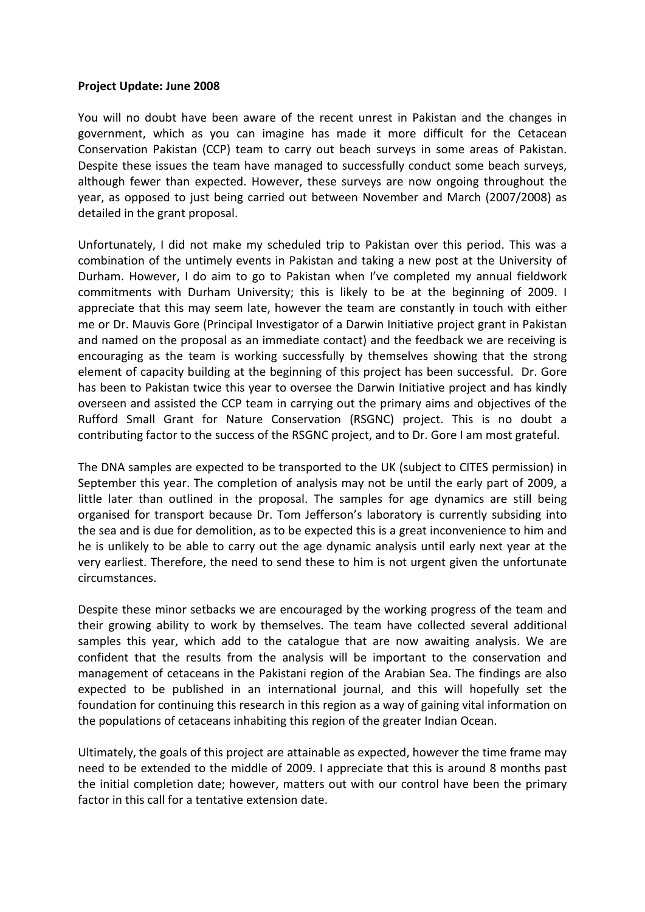**Project Update: June 2008**

You will no doubt have been aware of the recent unrest in Pakistan and the changes in government, which as you can imagine has made it more difficult for the Cetacean Conservation Pakistan (CCP) team to carry out beach surveys in some areas of Pakistan. Despite these issues the team have managed to successfully conduct some beach surveys, although fewer than expected. However, these surveys are now ongoing throughout the year, as opposed to just being carried out between November and March (2007/2008) as detailed in the grant proposal.

Unfortunately, I did not make my scheduled trip to Pakistan over this period. This was a combination of the untimely events in Pakistan and taking a new post at the University of Durham. However, I do aim to go to Pakistan when I've completed my annual fieldwork commitments with Durham University; this is likely to be at the beginning of 2009. I appreciate that this may seem late, however the team are constantly in touch with either me or Dr. Mauvis Gore (Principal Investigator of a Darwin Initiative project grant in Pakistan and named on the proposal as an immediate contact) and the feedback we are receiving is encouraging as the team is working successfully by themselves showing that the strong element of capacity building at the beginning of this project has been successful. Dr. Gore has been to Pakistan twice this year to oversee the Darwin Initiative project and has kindly overseen and assisted the CCP team in carrying out the primary aims and objectives of the Rufford Small Grant for Nature Conservation (RSGNC) project. This is no doubt a contributing factor to the success of the RSGNC project, and to Dr. Gore I am most grateful.

The DNA samples are expected to be transported to the UK (subject to CITES permission) in September this year. The completion of analysis may not be until the early part of 2009, a little later than outlined in the proposal. The samples for age dynamics are still being organised for transport because Dr. Tom Jefferson's laboratory is currently subsiding into the sea and is due for demolition, as to be expected this is a great inconvenience to him and he is unlikely to be able to carry out the age dynamic analysis until early next year at the very earliest. Therefore, the need to send these to him is not urgent given the unfortunate circumstances.

Despite these minor setbacks we are encouraged by the working progress of the team and their growing ability to work by themselves. The team have collected several additional samples this year, which add to the catalogue that are now awaiting analysis. We are confident that the results from the analysis will be important to the conservation and management of cetaceans in the Pakistani region of the Arabian Sea. The findings are also expected to be published in an international journal, and this will hopefully set the foundation for continuing this research in this region as a way of gaining vital information on the populations of cetaceans inhabiting this region of the greater Indian Ocean.

Ultimately, the goals of this project are attainable as expected, however the time frame may need to be extended to the middle of 2009. I appreciate that this is around 8 months past the initial completion date; however, matters out with our control have been the primary factor in this call for a tentative extension date.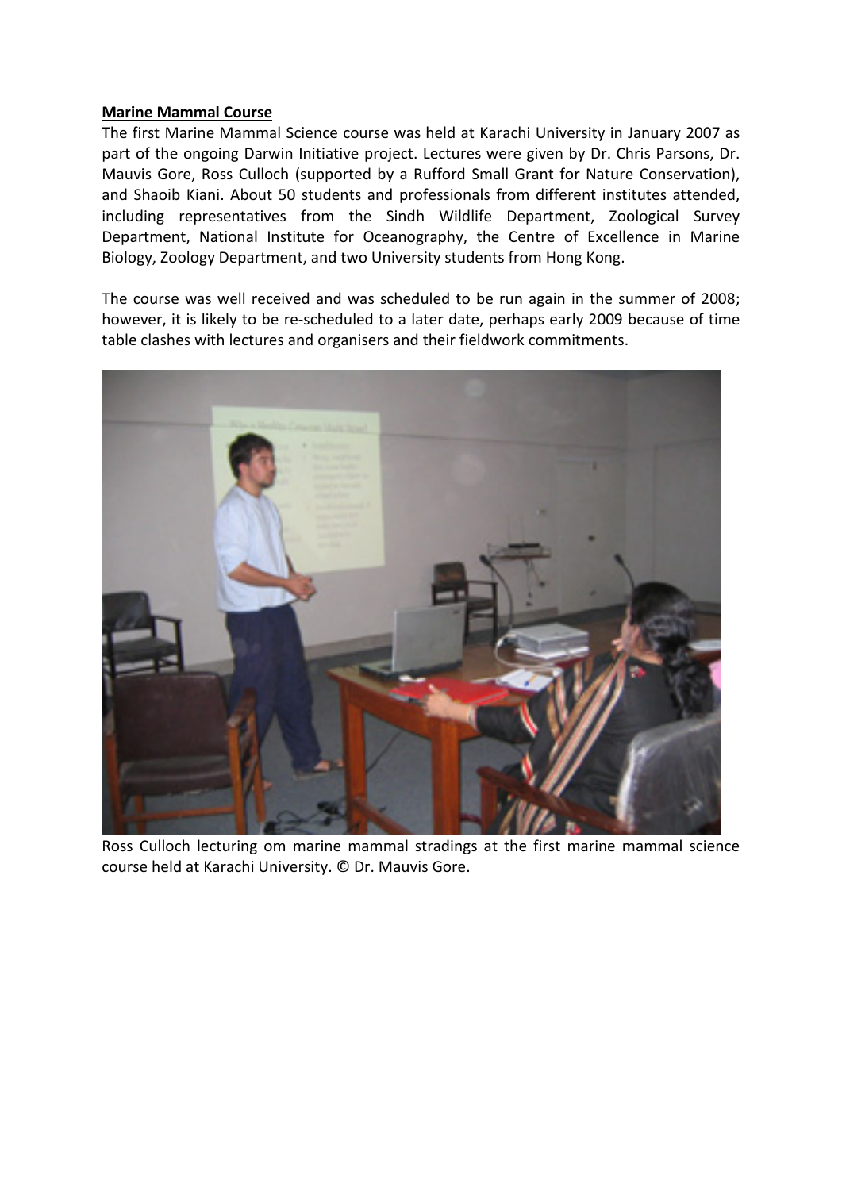**Marine Mammal Course**

The first Marine Mammal Science course was held at Karachi University in January 2007 as part of the ongoing Darwin Initiative project. Lectures were given by Dr. Chris Parsons, Dr. Mauvis Gore, Ross Culloch (supported by a Rufford Small Grant for Nature Conservation), and Shaoib Kiani. About 50 students and professionals from different institutes attended, including representatives from the Sindh Wildlife Department, Zoological Survey Department, National Institute for Oceanography, the Centre of Excellence in Marine Biology, Zoology Department, and two University students from Hong Kong.

The course was well received and was scheduled to be run again in the summer of 2008; however, it is likely to be re-scheduled to a later date, perhaps early 2009 because of time table clashes with lectures and organisers and their fieldwork commitments.

Ross Culloch lecturing om marine mammal stradings at the first marine mammal science course held at Karachi University. © Dr. Mauvis Gore.